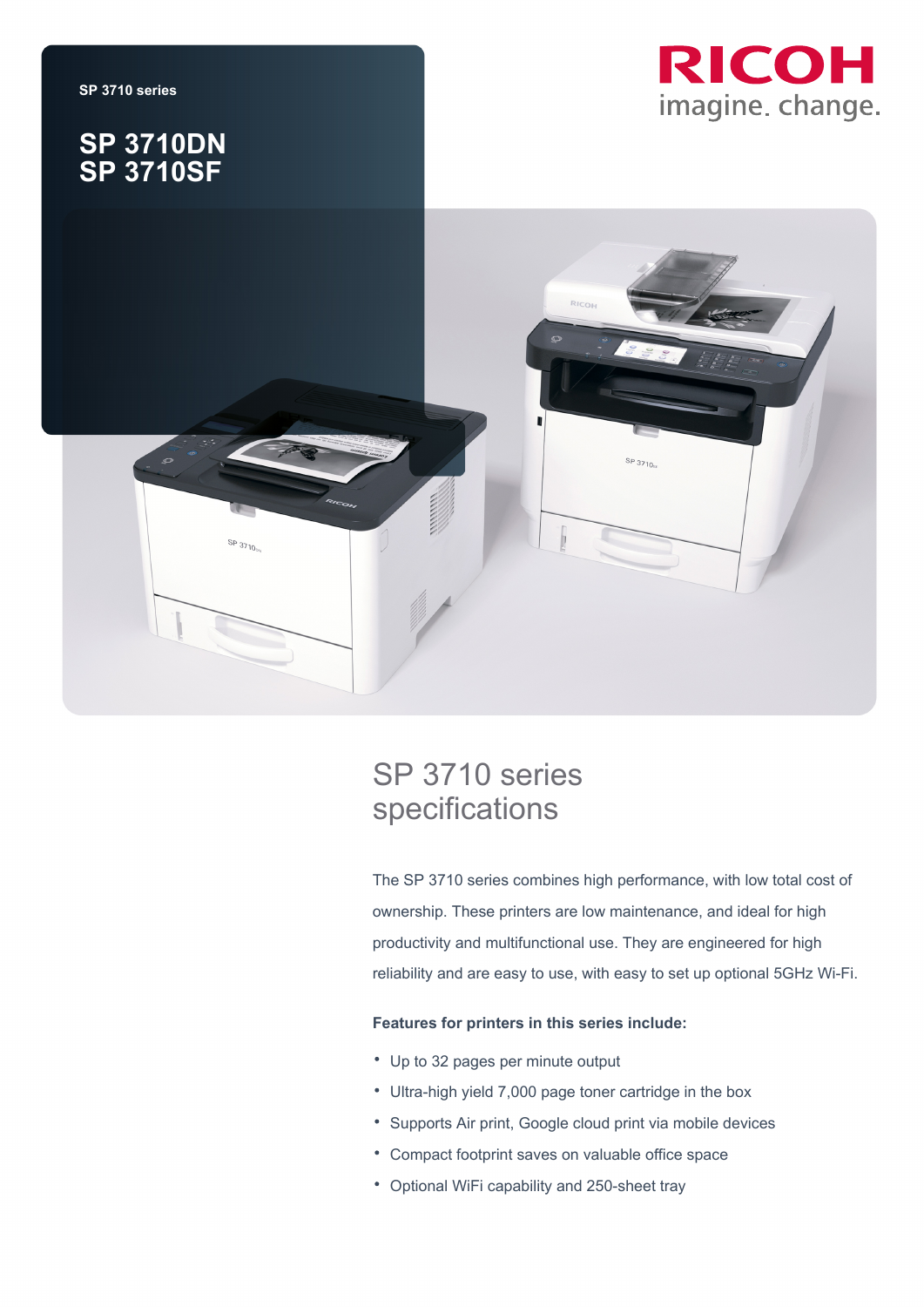SP 3710 series

# SP 3710DN
# SP 3710SF

RICOH
imagine. change.

## SP 3710 series specifications

The SP 3710 series combines high performance, with low total cost of ownership. These printers are low maintenance, and ideal for high productivity and multifunctional use. They are engineered for high reliability and are easy to use, with easy to set up optional 5GHz Wi-Fi.

**Features for printers in this series include:**

- Up to 32 pages per minute output
- Ultra-high yield 7,000 page toner cartridge in the box
- Supports Air print, Google cloud print via mobile devices
- Compact footprint saves on valuable office space
- Optional WiFi capability and 250-sheet tray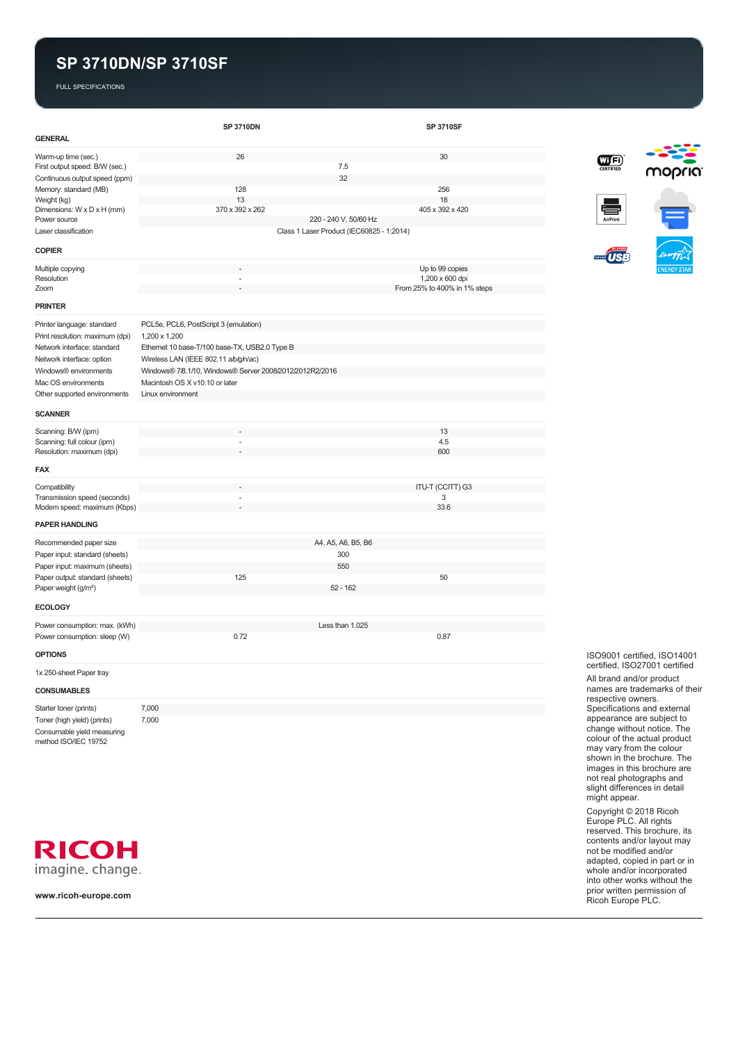# SP 3710DN/SP 3710SF

FULL SPECIFICATIONS

| GENERAL | SP 3710DN | SP 3710SF |
|---|---|---|
| Warm-up time (sec.) | 26 | 30 |
| First output speed: B/W (sec.) | 7.5 | 7.5 |
| Continuous output speed (ppm) | 32 | 32 |
| Memory: standard (MB) | 128 | 256 |
| Weight (kg) | 13 | 18 |
| Dimensions: W x D x H (mm) | 370 x 392 x 262 | 405 x 392 x 420 |
| Power source | 220 - 240 V, 50/60 Hz | 220 - 240 V, 50/60 Hz |
| Laser classification | Class 1 Laser Product (IEC60825 - 1:2014) | Class 1 Laser Product (IEC60825 - 1:2014) |

## COPIER

| | SP 3710DN | SP 3710SF |
|---|---|---|
| Multiple copying | - | Up to 99 copies |
| Resolution | - | 1,200 x 600 dpi |
| Zoom | - | From 25% to 400% in 1% steps |

## PRINTER

| | |
|---|---|
| Printer language: standard | PCL5e, PCL6, PostScript 3 (emulation) |
| Print resolution: maximum (dpi) | 1,200 x 1,200 |
| Network interface: standard | Ethernet 10 base-T/100 base-TX, USB2.0 Type B |
| Network interface: option | Wireless LAN (IEEE 802.11 a/b/g/n/ac) |
| Windows® environments | Windows® 7/8.1/10, Windows® Server 2008/2012/2012R2/2016 |
| Mac OS environments | Macintosh OS X v10.10 or later |
| Other supported environments | Linux environment |

## SCANNER

| | SP 3710DN | SP 3710SF |
|---|---|---|
| Scanning: B/W (ipm) | - | 13 |
| Scanning: full colour (ipm) | - | 4.5 |
| Resolution: maximum (dpi) | - | 600 |

## FAX

| | SP 3710DN | SP 3710SF |
|---|---|---|
| Compatibility | - | ITU-T (CCITT) G3 |
| Transmission speed (seconds) | - | 3 |
| Modem speed: maximum (Kbps) | - | 33.6 |

## PAPER HANDLING

| | SP 3710DN | SP 3710SF |
|---|---|---|
| Recommended paper size | A4, A5, A6, B5, B6 | A4, A5, A6, B5, B6 |
| Paper input: standard (sheets) | 300 | 300 |
| Paper input: maximum (sheets) | 550 | 550 |
| Paper output: standard (sheets) | 125 | 50 |
| Paper weight (g/m²) | 52 - 162 | 52 - 162 |

## ECOLOGY

| | SP 3710DN | SP 3710SF |
|---|---|---|
| Power consumption: max. (kWh) | Less than 1.025 | Less than 1.025 |
| Power consumption: sleep (W) | 0.72 | 0.87 |

## OPTIONS

1x 250-sheet Paper tray

## CONSUMABLES

| | |
|---|---|
| Starter toner (prints) | 7,000 |
| Toner (high yield) (prints) | 7,000 |
| Consumable yield measuring method ISO/IEC 19752 | |

ISO9001 certified, ISO14001 certified, ISO27001 certified

All brand and/or product names are trademarks of their respective owners. Specifications and external appearance are subject to change without notice. The colour of the actual product may vary from the colour shown in the brochure. The images in this brochure are not real photographs and slight differences in detail might appear.

Copyright © 2018 Ricoh Europe PLC. All rights reserved. This brochure, its contents and/or layout may not be modified and/or adapted, copied in part or in whole and/or incorporated into other works without the prior written permission of Ricoh Europe PLC.

RICOH imagine. change.

www.ricoh-europe.com